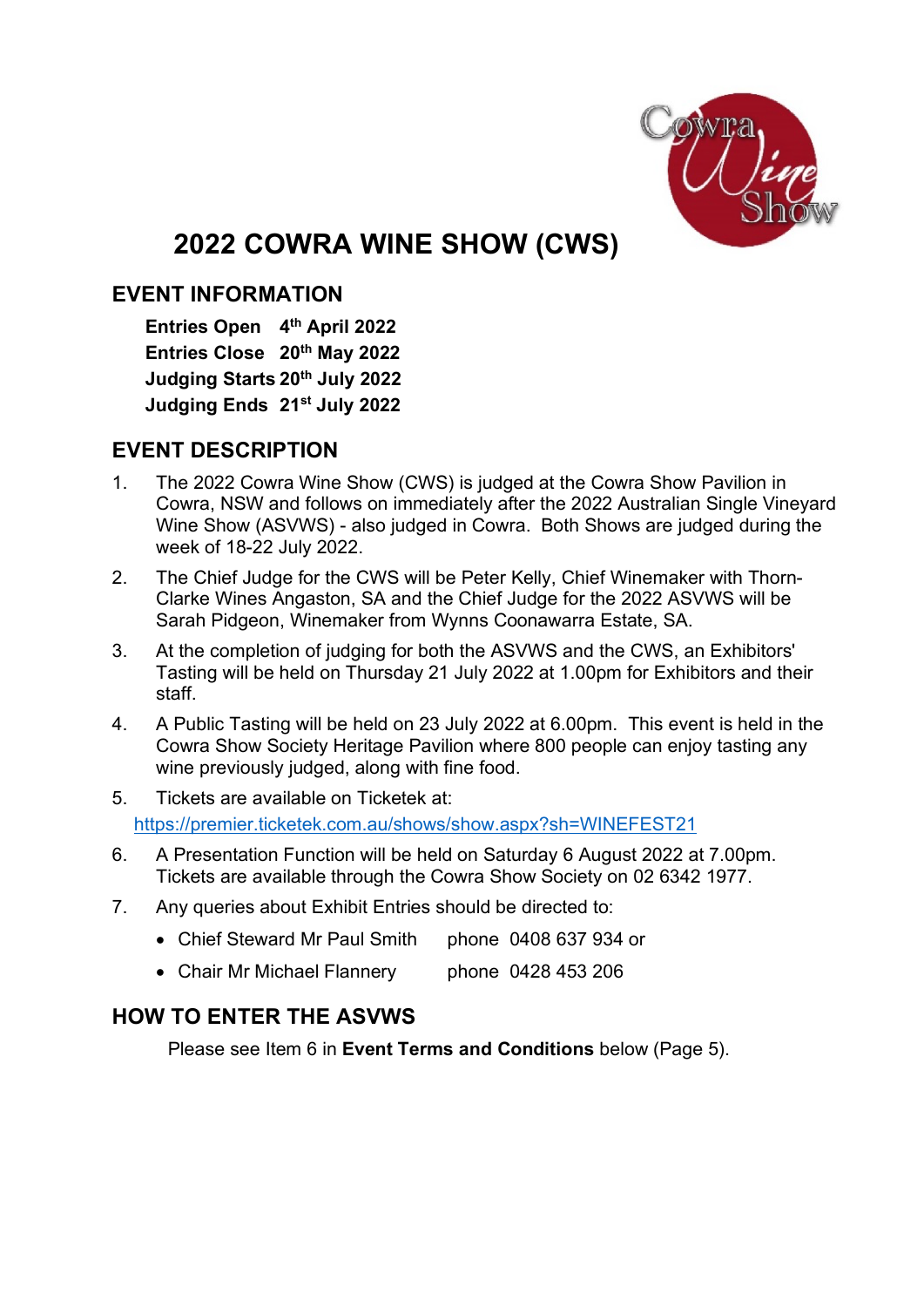# 2022 COWRA WINE SHOW (CWS)

## EVENT INFORMATION

**Entries Open** **4th April 2022**
**Entries Close** **20th May 2022**
**Judging Starts** **20th July 2022**
**Judging Ends** **21st July 2022**

## EVENT DESCRIPTION

1. The 2022 Cowra Wine Show (CWS) is judged at the Cowra Show Pavilion in Cowra, NSW and follows on immediately after the 2022 Australian Single Vineyard Wine Show (ASVWS) - also judged in Cowra. Both Shows are judged during the week of 18-22 July 2022.
2. The Chief Judge for the CWS will be Peter Kelly, Chief Winemaker with Thorn-Clarke Wines Angaston, SA and the Chief Judge for the 2022 ASVWS will be Sarah Pidgeon, Winemaker from Wynns Coonawarra Estate, SA.
3. At the completion of judging for both the ASVWS and the CWS, an Exhibitors' Tasting will be held on Thursday 21 July 2022 at 1.00pm for Exhibitors and their staff.
4. A Public Tasting will be held on 23 July 2022 at 6.00pm. This event is held in the Cowra Show Society Heritage Pavilion where 800 people can enjoy tasting any wine previously judged, along with fine food.
5. Tickets are available on Ticketek at:
   https://premier.ticketek.com.au/shows/show.aspx?sh=WINEFEST21
6. A Presentation Function will be held on Saturday 6 August 2022 at 7.00pm. Tickets are available through the Cowra Show Society on 02 6342 1977.
7. Any queries about Exhibit Entries should be directed to:
   - Chief Steward Mr Paul Smith phone 0408 637 934 or
   - Chair Mr Michael Flannery phone 0428 453 206

## HOW TO ENTER THE ASVWS

Please see Item 6 in **Event Terms and Conditions** below (Page 5).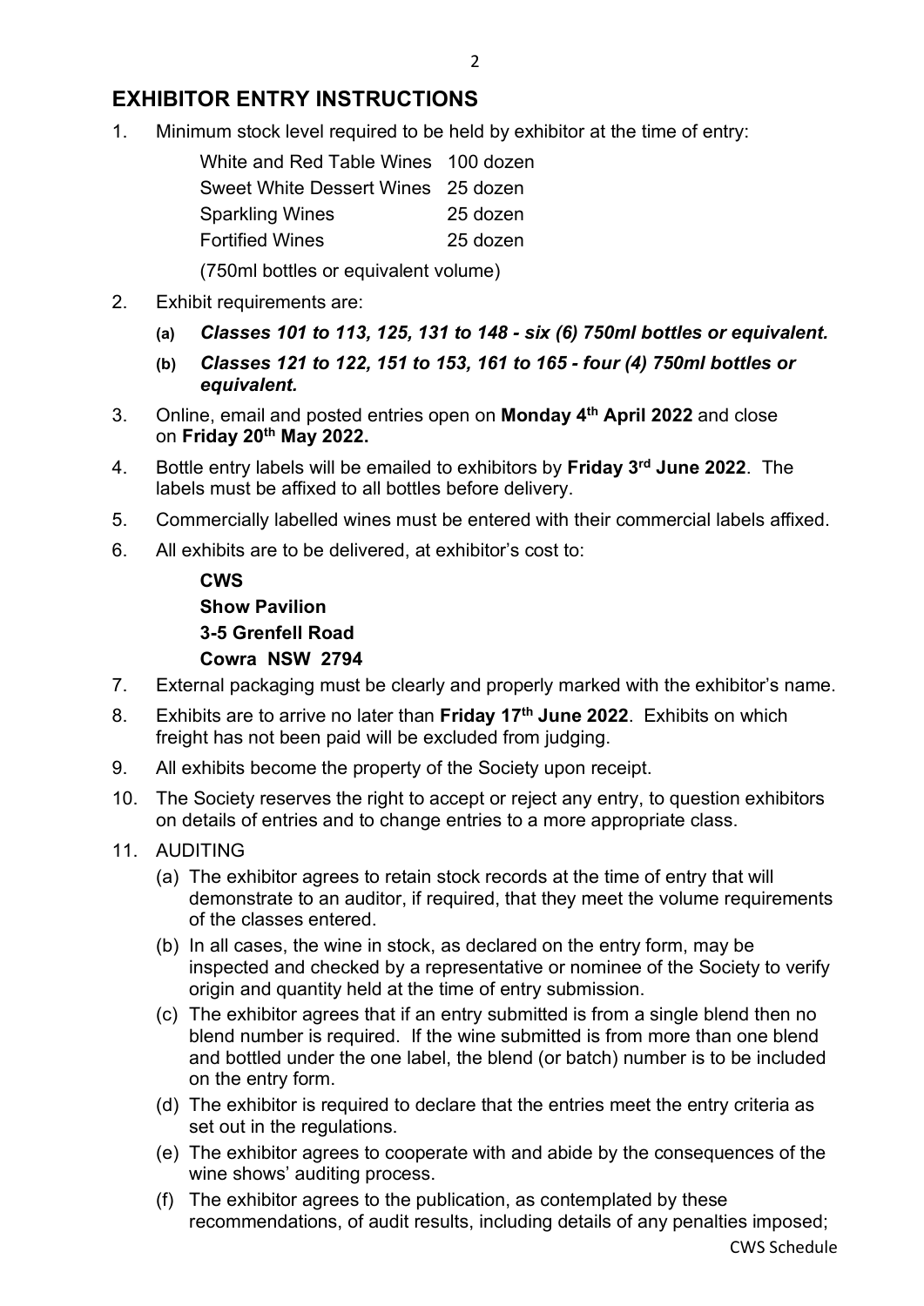## EXHIBITOR ENTRY INSTRUCTIONS

1. Minimum stock level required to be held by exhibitor at the time of entry:

| | |
|---|---|
| White and Red Table Wines | 100 dozen |
| Sweet White Dessert Wines | 25 dozen |
| Sparkling Wines | 25 dozen |
| Fortified Wines | 25 dozen |

   (750ml bottles or equivalent volume)

2. Exhibit requirements are:
   - **(a)** ***Classes 101 to 113, 125, 131 to 148 - six (6) 750ml bottles or equivalent.***
   - **(b)** ***Classes 121 to 122, 151 to 153, 161 to 165 - four (4) 750ml bottles or equivalent.***
3. Online, email and posted entries open on **Monday 4th April 2022** and close on **Friday 20th May 2022.**
4. Bottle entry labels will be emailed to exhibitors by **Friday 3rd June 2022**. The labels must be affixed to all bottles before delivery.
5. Commercially labelled wines must be entered with their commercial labels affixed.
6. All exhibits are to be delivered, at exhibitor's cost to:

   **CWS**
   **Show Pavilion**
   **3-5 Grenfell Road**
   **Cowra NSW 2794**

7. External packaging must be clearly and properly marked with the exhibitor's name.
8. Exhibits are to arrive no later than **Friday 17th June 2022**. Exhibits on which freight has not been paid will be excluded from judging.
9. All exhibits become the property of the Society upon receipt.
10. The Society reserves the right to accept or reject any entry, to question exhibitors on details of entries and to change entries to a more appropriate class.
11. AUDITING
    - (a) The exhibitor agrees to retain stock records at the time of entry that will demonstrate to an auditor, if required, that they meet the volume requirements of the classes entered.
    - (b) In all cases, the wine in stock, as declared on the entry form, may be inspected and checked by a representative or nominee of the Society to verify origin and quantity held at the time of entry submission.
    - (c) The exhibitor agrees that if an entry submitted is from a single blend then no blend number is required. If the wine submitted is from more than one blend and bottled under the one label, the blend (or batch) number is to be included on the entry form.
    - (d) The exhibitor is required to declare that the entries meet the entry criteria as set out in the regulations.
    - (e) The exhibitor agrees to cooperate with and abide by the consequences of the wine shows' auditing process.
    - (f) The exhibitor agrees to the publication, as contemplated by these recommendations, of audit results, including details of any penalties imposed;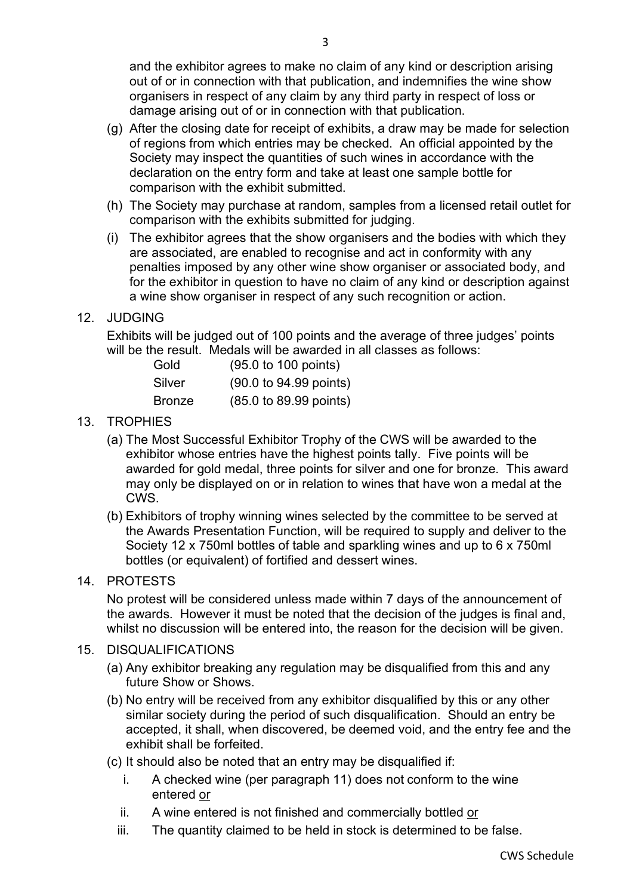and the exhibitor agrees to make no claim of any kind or description arising out of or in connection with that publication, and indemnifies the wine show organisers in respect of any claim by any third party in respect of loss or damage arising out of or in connection with that publication.

(g) After the closing date for receipt of exhibits, a draw may be made for selection of regions from which entries may be checked. An official appointed by the Society may inspect the quantities of such wines in accordance with the declaration on the entry form and take at least one sample bottle for comparison with the exhibit submitted.

(h) The Society may purchase at random, samples from a licensed retail outlet for comparison with the exhibits submitted for judging.

(i) The exhibitor agrees that the show organisers and the bodies with which they are associated, are enabled to recognise and act in conformity with any penalties imposed by any other wine show organiser or associated body, and for the exhibitor in question to have no claim of any kind or description against a wine show organiser in respect of any such recognition or action.

12. JUDGING

Exhibits will be judged out of 100 points and the average of three judges' points will be the result. Medals will be awarded in all classes as follows:

| | |
|---|---|
| Gold | (95.0 to 100 points) |
| Silver | (90.0 to 94.99 points) |
| Bronze | (85.0 to 89.99 points) |

13. TROPHIES

(a) The Most Successful Exhibitor Trophy of the CWS will be awarded to the exhibitor whose entries have the highest points tally. Five points will be awarded for gold medal, three points for silver and one for bronze. This award may only be displayed on or in relation to wines that have won a medal at the CWS.

(b) Exhibitors of trophy winning wines selected by the committee to be served at the Awards Presentation Function, will be required to supply and deliver to the Society 12 x 750ml bottles of table and sparkling wines and up to 6 x 750ml bottles (or equivalent) of fortified and dessert wines.

14. PROTESTS

No protest will be considered unless made within 7 days of the announcement of the awards. However it must be noted that the decision of the judges is final and, whilst no discussion will be entered into, the reason for the decision will be given.

15. DISQUALIFICATIONS

(a) Any exhibitor breaking any regulation may be disqualified from this and any future Show or Shows.

(b) No entry will be received from any exhibitor disqualified by this or any other similar society during the period of such disqualification. Should an entry be accepted, it shall, when discovered, be deemed void, and the entry fee and the exhibit shall be forfeited.

(c) It should also be noted that an entry may be disqualified if:

i. A checked wine (per paragraph 11) does not conform to the wine entered <u>or</u>

ii. A wine entered is not finished and commercially bottled <u>or</u>

iii. The quantity claimed to be held in stock is determined to be false.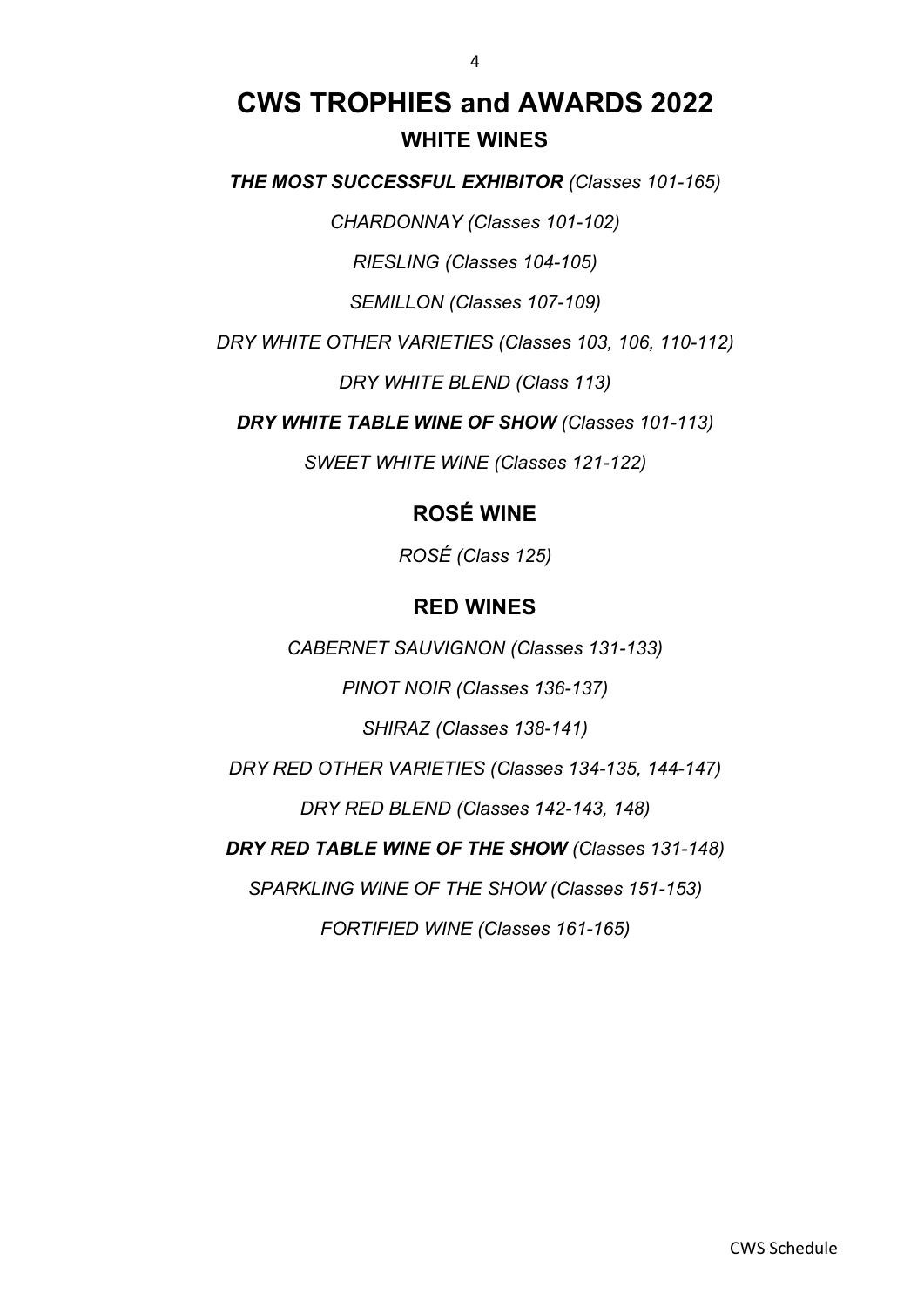# CWS TROPHIES and AWARDS 2022

## WHITE WINES

***THE MOST SUCCESSFUL EXHIBITOR*** *(Classes 101-165)*

*CHARDONNAY (Classes 101-102)*

*RIESLING (Classes 104-105)*

*SEMILLON (Classes 107-109)*

*DRY WHITE OTHER VARIETIES (Classes 103, 106, 110-112)*

*DRY WHITE BLEND (Class 113)*

***DRY WHITE TABLE WINE OF SHOW*** *(Classes 101-113)*

*SWEET WHITE WINE (Classes 121-122)*

## ROSÉ WINE

*ROSÉ (Class 125)*

## RED WINES

*CABERNET SAUVIGNON (Classes 131-133)*

*PINOT NOIR (Classes 136-137)*

*SHIRAZ (Classes 138-141)*

*DRY RED OTHER VARIETIES (Classes 134-135, 144-147)*

*DRY RED BLEND (Classes 142-143, 148)*

***DRY RED TABLE WINE OF THE SHOW*** *(Classes 131-148)*

*SPARKLING WINE OF THE SHOW (Classes 151-153)*

*FORTIFIED WINE (Classes 161-165)*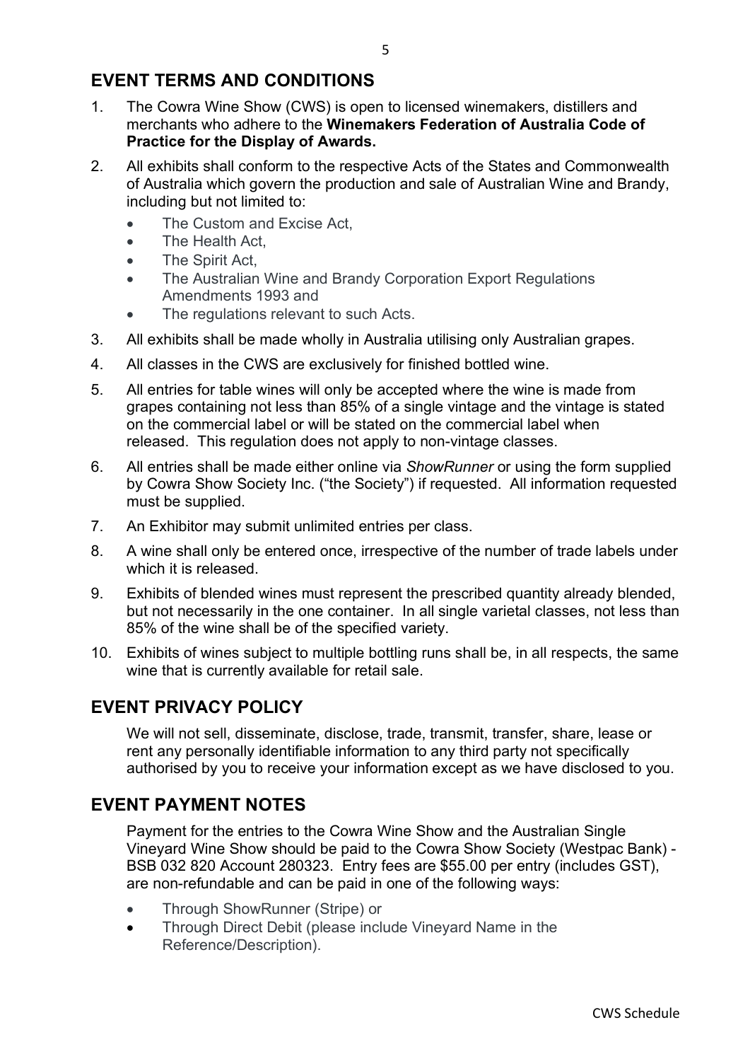## EVENT TERMS AND CONDITIONS

1. The Cowra Wine Show (CWS) is open to licensed winemakers, distillers and merchants who adhere to the **Winemakers Federation of Australia Code of Practice for the Display of Awards.**
2. All exhibits shall conform to the respective Acts of the States and Commonwealth of Australia which govern the production and sale of Australian Wine and Brandy, including but not limited to:
   - The Custom and Excise Act,
   - The Health Act,
   - The Spirit Act,
   - The Australian Wine and Brandy Corporation Export Regulations Amendments 1993 and
   - The regulations relevant to such Acts.
3. All exhibits shall be made wholly in Australia utilising only Australian grapes.
4. All classes in the CWS are exclusively for finished bottled wine.
5. All entries for table wines will only be accepted where the wine is made from grapes containing not less than 85% of a single vintage and the vintage is stated on the commercial label or will be stated on the commercial label when released. This regulation does not apply to non-vintage classes.
6. All entries shall be made either online via *ShowRunner* or using the form supplied by Cowra Show Society Inc. ("the Society") if requested. All information requested must be supplied.
7. An Exhibitor may submit unlimited entries per class.
8. A wine shall only be entered once, irrespective of the number of trade labels under which it is released.
9. Exhibits of blended wines must represent the prescribed quantity already blended, but not necessarily in the one container. In all single varietal classes, not less than 85% of the wine shall be of the specified variety.
10. Exhibits of wines subject to multiple bottling runs shall be, in all respects, the same wine that is currently available for retail sale.

## EVENT PRIVACY POLICY

We will not sell, disseminate, disclose, trade, transmit, transfer, share, lease or rent any personally identifiable information to any third party not specifically authorised by you to receive your information except as we have disclosed to you.

## EVENT PAYMENT NOTES

Payment for the entries to the Cowra Wine Show and the Australian Single Vineyard Wine Show should be paid to the Cowra Show Society (Westpac Bank) - BSB 032 820 Account 280323. Entry fees are $55.00 per entry (includes GST), are non-refundable and can be paid in one of the following ways:

- Through ShowRunner (Stripe) or
- Through Direct Debit (please include Vineyard Name in the Reference/Description).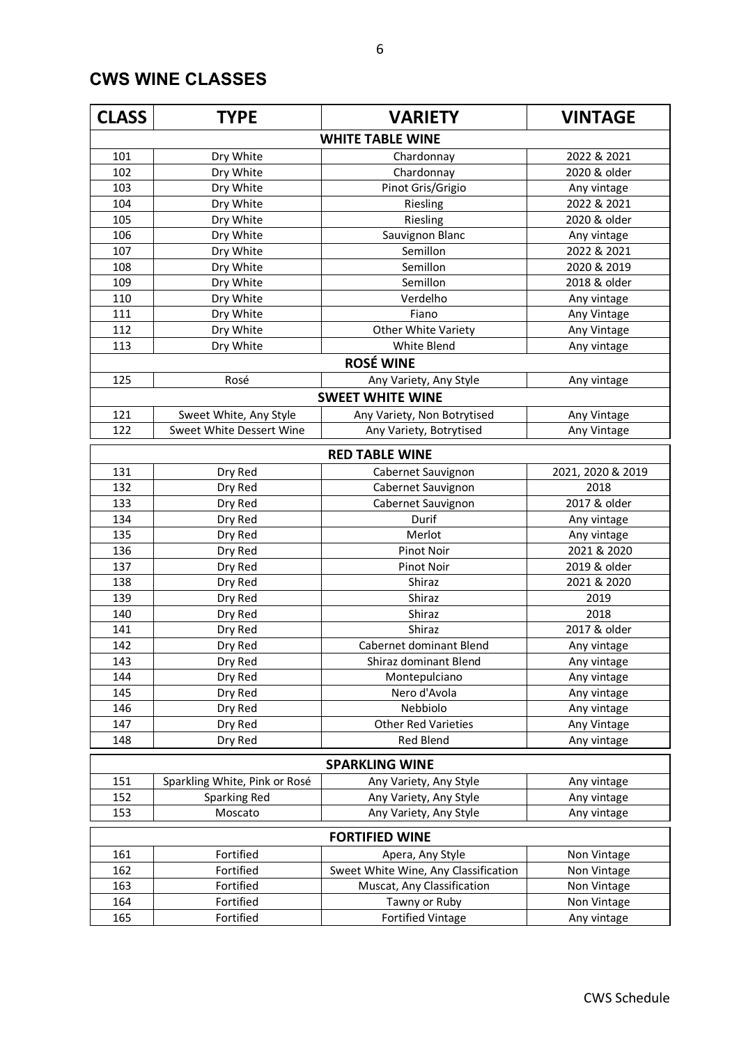## CWS WINE CLASSES

| CLASS | TYPE | VARIETY | VINTAGE |
|---|---|---|---|
| | | **WHITE TABLE WINE** | |
| 101 | Dry White | Chardonnay | 2022 & 2021 |
| 102 | Dry White | Chardonnay | 2020 & older |
| 103 | Dry White | Pinot Gris/Grigio | Any vintage |
| 104 | Dry White | Riesling | 2022 & 2021 |
| 105 | Dry White | Riesling | 2020 & older |
| 106 | Dry White | Sauvignon Blanc | Any vintage |
| 107 | Dry White | Semillon | 2022 & 2021 |
| 108 | Dry White | Semillon | 2020 & 2019 |
| 109 | Dry White | Semillon | 2018 & older |
| 110 | Dry White | Verdelho | Any vintage |
| 111 | Dry White | Fiano | Any Vintage |
| 112 | Dry White | Other White Variety | Any Vintage |
| 113 | Dry White | White Blend | Any vintage |
| | | **ROSÉ WINE** | |
| 125 | Rosé | Any Variety, Any Style | Any vintage |
| | | **SWEET WHITE WINE** | |
| 121 | Sweet White, Any Style | Any Variety, Non Botrytised | Any Vintage |
| 122 | Sweet White Dessert Wine | Any Variety, Botrytised | Any Vintage |
| | | **RED TABLE WINE** | |
| 131 | Dry Red | Cabernet Sauvignon | 2021, 2020 & 2019 |
| 132 | Dry Red | Cabernet Sauvignon | 2018 |
| 133 | Dry Red | Cabernet Sauvignon | 2017 & older |
| 134 | Dry Red | Durif | Any vintage |
| 135 | Dry Red | Merlot | Any vintage |
| 136 | Dry Red | Pinot Noir | 2021 & 2020 |
| 137 | Dry Red | Pinot Noir | 2019 & older |
| 138 | Dry Red | Shiraz | 2021 & 2020 |
| 139 | Dry Red | Shiraz | 2019 |
| 140 | Dry Red | Shiraz | 2018 |
| 141 | Dry Red | Shiraz | 2017 & older |
| 142 | Dry Red | Cabernet dominant Blend | Any vintage |
| 143 | Dry Red | Shiraz dominant Blend | Any vintage |
| 144 | Dry Red | Montepulciano | Any vintage |
| 145 | Dry Red | Nero d'Avola | Any vintage |
| 146 | Dry Red | Nebbiolo | Any vintage |
| 147 | Dry Red | Other Red Varieties | Any Vintage |
| 148 | Dry Red | Red Blend | Any vintage |
| | | **SPARKLING WINE** | |
| 151 | Sparkling White, Pink or Rosé | Any Variety, Any Style | Any vintage |
| 152 | Sparking Red | Any Variety, Any Style | Any vintage |
| 153 | Moscato | Any Variety, Any Style | Any vintage |
| | | **FORTIFIED WINE** | |
| 161 | Fortified | Apera, Any Style | Non Vintage |
| 162 | Fortified | Sweet White Wine, Any Classification | Non Vintage |
| 163 | Fortified | Muscat, Any Classification | Non Vintage |
| 164 | Fortified | Tawny or Ruby | Non Vintage |
| 165 | Fortified | Fortified Vintage | Any vintage |